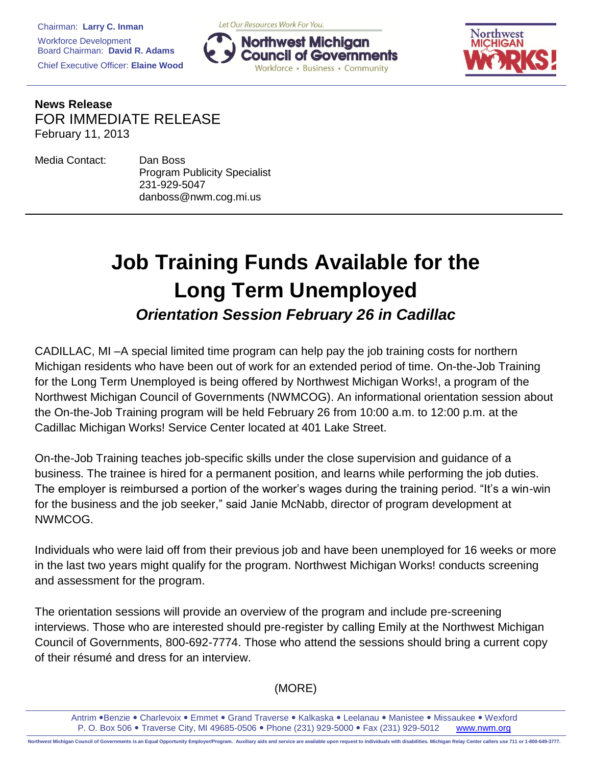Chairman: **Larry C. Inman**
Workforce Development Board Chairman: **David R. Adams**
Chief Executive Officer: **Elaine Wood**

Let Our Resources Work For You.
Northwest Michigan Council of Governments
Workforce • Business • Community

Northwest MICHIGAN WORKS!

**News Release**
FOR IMMEDIATE RELEASE
February 11, 2013

Media Contact: Dan Boss
Program Publicity Specialist
231-929-5047
danboss@nwm.cog.mi.us

# Job Training Funds Available for the Long Term Unemployed

## *Orientation Session February 26 in Cadillac*

CADILLAC, MI –A special limited time program can help pay the job training costs for northern Michigan residents who have been out of work for an extended period of time. On-the-Job Training for the Long Term Unemployed is being offered by Northwest Michigan Works!, a program of the Northwest Michigan Council of Governments (NWMCOG). An informational orientation session about the On-the-Job Training program will be held February 26 from 10:00 a.m. to 12:00 p.m. at the Cadillac Michigan Works! Service Center located at 401 Lake Street.

On-the-Job Training teaches job-specific skills under the close supervision and guidance of a business. The trainee is hired for a permanent position, and learns while performing the job duties. The employer is reimbursed a portion of the worker's wages during the training period. "It's a win-win for the business and the job seeker," said Janie McNabb, director of program development at NWMCOG.

Individuals who were laid off from their previous job and have been unemployed for 16 weeks or more in the last two years might qualify for the program. Northwest Michigan Works! conducts screening and assessment for the program.

The orientation sessions will provide an overview of the program and include pre-screening interviews. Those who are interested should pre-register by calling Emily at the Northwest Michigan Council of Governments, 800-692-7774. Those who attend the sessions should bring a current copy of their résumé and dress for an interview.

(MORE)

Antrim • Benzie • Charlevoix • Emmet • Grand Traverse • Kalkaska • Leelanau • Manistee • Missaukee • Wexford
P. O. Box 506 • Traverse City, MI 49685-0506 • Phone (231) 929-5000 • Fax (231) 929-5012 www.nwm.org

Northwest Michigan Council of Governments is an Equal Opportunity Employer/Program. Auxiliary aids and service are available upon request to individuals with disabilities. Michigan Relay Center callers use 711 or 1-800-649-3777.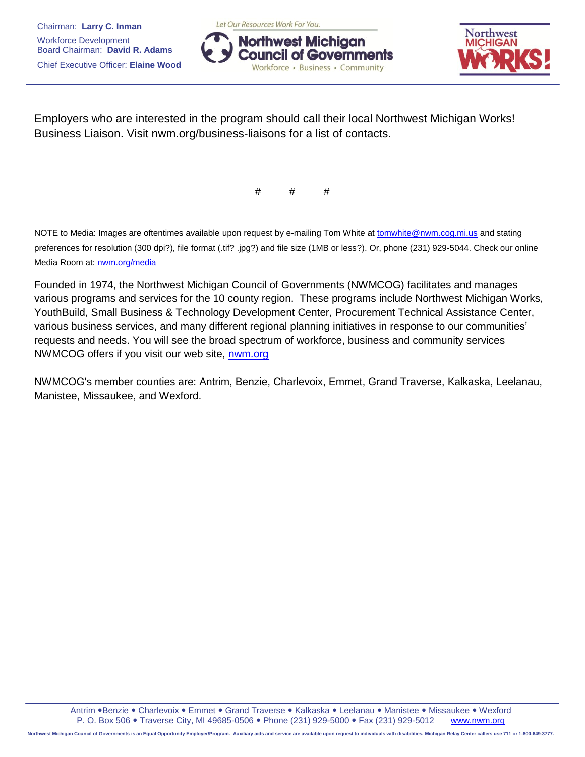Employers who are interested in the program should call their local Northwest Michigan Works! Business Liaison. Visit nwm.org/business-liaisons for a list of contacts.

# # #

NOTE to Media: Images are oftentimes available upon request by e-mailing Tom White at tomwhite@nwm.cog.mi.us and stating preferences for resolution (300 dpi?), file format (.tif? .jpg?) and file size (1MB or less?). Or, phone (231) 929-5044. Check our online Media Room at: nwm.org/media

Founded in 1974, the Northwest Michigan Council of Governments (NWMCOG) facilitates and manages various programs and services for the 10 county region. These programs include Northwest Michigan Works, YouthBuild, Small Business & Technology Development Center, Procurement Technical Assistance Center, various business services, and many different regional planning initiatives in response to our communities' requests and needs. You will see the broad spectrum of workforce, business and community services NWMCOG offers if you visit our web site, nwm.org

NWMCOG's member counties are: Antrim, Benzie, Charlevoix, Emmet, Grand Traverse, Kalkaska, Leelanau, Manistee, Missaukee, and Wexford.